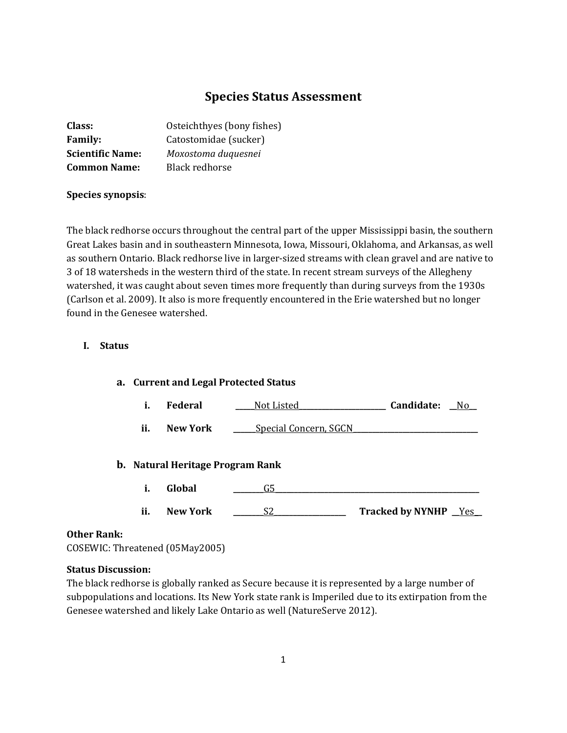# Species Status Assessment

**Class:** Osteichthyes (bony fishes)
**Family:** Catostomidae (sucker)
**Scientific Name:** *Moxostoma duquesnei*
**Common Name:** Black redhorse

**Species synopsis**:

The black redhorse occurs throughout the central part of the upper Mississippi basin, the southern Great Lakes basin and in southeastern Minnesota, Iowa, Missouri, Oklahoma, and Arkansas, as well as southern Ontario. Black redhorse live in larger-sized streams with clean gravel and are native to 3 of 18 watersheds in the western third of the state. In recent stream surveys of the Allegheny watershed, it was caught about seven times more frequently than during surveys from the 1930s (Carlson et al. 2009). It also is more frequently encountered in the Erie watershed but no longer found in the Genesee watershed.

## I. Status

### a. Current and Legal Protected Status

i. **Federal** ____Not Listed____ **Candidate:** __No__

ii. **New York** ____Special Concern, SGCN____

### b. Natural Heritage Program Rank

i. **Global** ____G5____

ii. **New York** ____S2____ **Tracked by NYNHP** __Yes__

**Other Rank:**
COSEWIC: Threatened (05May2005)

**Status Discussion:**
The black redhorse is globally ranked as Secure because it is represented by a large number of subpopulations and locations. Its New York state rank is Imperiled due to its extirpation from the Genesee watershed and likely Lake Ontario as well (NatureServe 2012).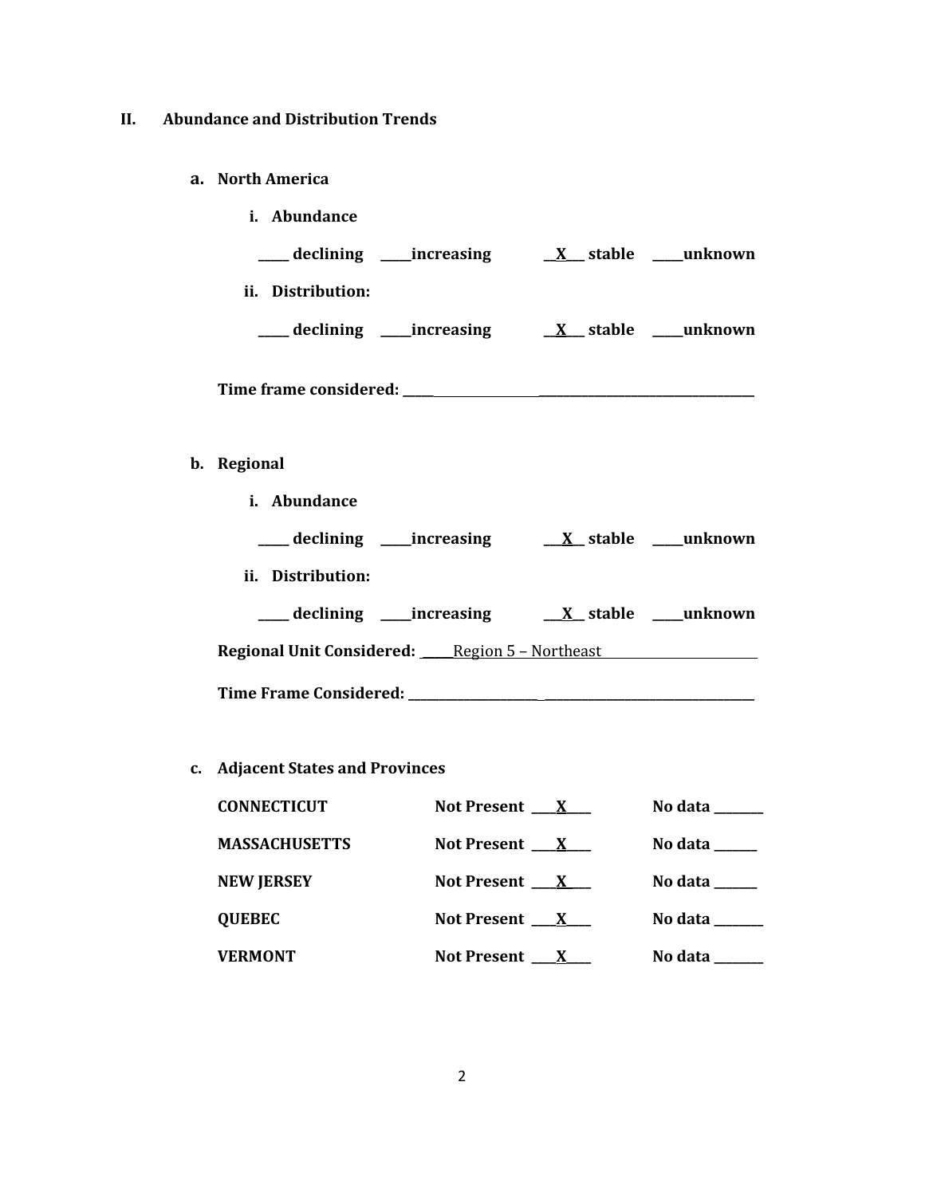## II. Abundance and Distribution Trends

### a. North America

**i. Abundance**

**_____ declining _____increasing __X___ stable _____unknown**

**ii. Distribution:**

**_____ declining _____increasing __X___ stable _____unknown**

**Time frame considered: ___________________________________________________**

### b. Regional

**i. Abundance**

**_____ declining _____increasing ___X__ stable _____unknown**

**ii. Distribution:**

**_____ declining _____increasing ___X__ stable _____unknown**

**Regional Unit Considered:** _____Region 5 – Northeast_______________________

**Time Frame Considered: ___________________________________________________**

### c. Adjacent States and Provinces

| | | |
|---|---|---|
| **CONNECTICUT** | **Not Present ____X____** | **No data _______** |
| **MASSACHUSETTS** | **Not Present ____X____** | **No data ______** |
| **NEW JERSEY** | **Not Present ____X____** | **No data ______** |
| **QUEBEC** | **Not Present ____X____** | **No data _______** |
| **VERMONT** | **Not Present ____X____** | **No data _______** |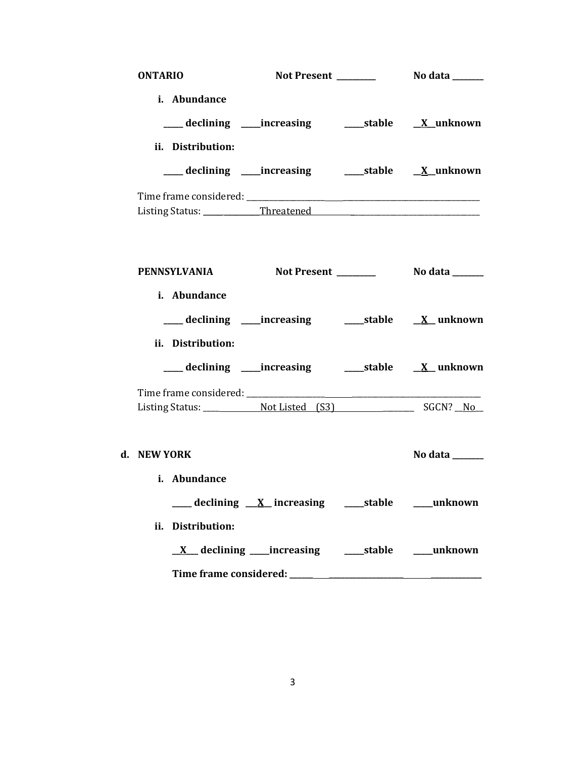**ONTARIO** Not Present ________ No data _______

**i. Abundance**

**____ declining ____increasing ____stable __X__unknown**

**ii. Distribution:**

**____ declining ____increasing ____stable __X__unknown**

Time frame considered: ___________________________________________________________
Listing Status: ______________Threatened________________________________________________

**PENNSYLVANIA** Not Present ________ No data _______

**i. Abundance**

**____ declining ____increasing ____stable __X__ unknown**

**ii. Distribution:**

**____ declining ____increasing ____stable __X__ unknown**

Time frame considered: ___________________________________________________________
Listing Status: ______________Not Listed (S3)____________________ SGCN? __No__

**d. NEW YORK** No data _______

**i. Abundance**

**____ declining __X__ increasing ____stable ____unknown**

**ii. Distribution:**

**__X__ declining ____increasing ____stable ____unknown**

**Time frame considered: ___________________________________________________________**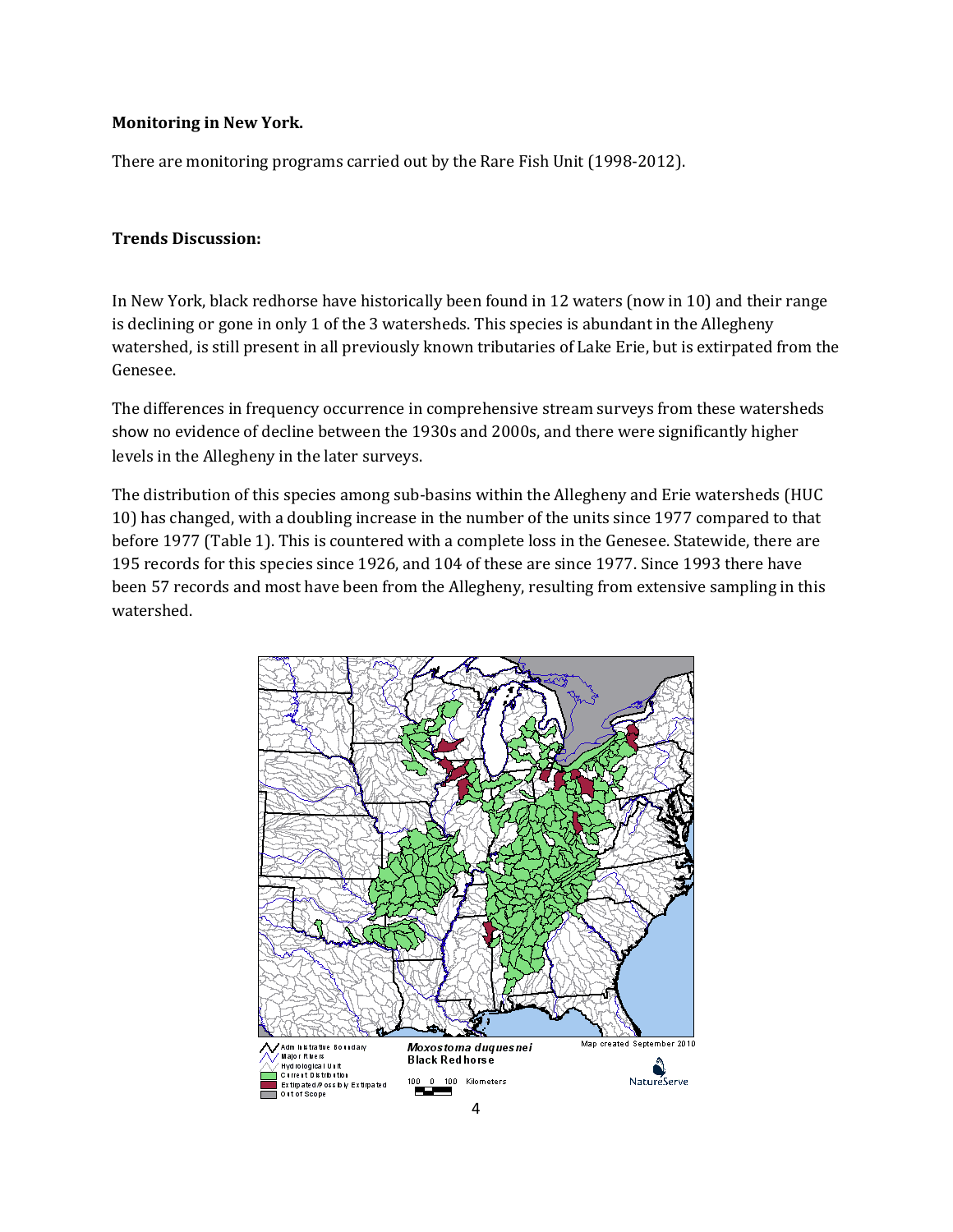**Monitoring in New York.**

There are monitoring programs carried out by the Rare Fish Unit (1998-2012).

**Trends Discussion:**

In New York, black redhorse have historically been found in 12 waters (now in 10) and their range is declining or gone in only 1 of the 3 watersheds. This species is abundant in the Allegheny watershed, is still present in all previously known tributaries of Lake Erie, but is extirpated from the Genesee.

The differences in frequency occurrence in comprehensive stream surveys from these watersheds show no evidence of decline between the 1930s and 2000s, and there were significantly higher levels in the Allegheny in the later surveys.

The distribution of this species among sub-basins within the Allegheny and Erie watersheds (HUC 10) has changed, with a doubling increase in the number of the units since 1977 compared to that before 1977 (Table 1). This is countered with a complete loss in the Genesee. Statewide, there are 195 records for this species since 1926, and 104 of these are since 1977. Since 1993 there have been 57 records and most have been from the Allegheny, resulting from extensive sampling in this watershed.

*Moxostoma duquesnei*
**Black Redhorse**

Administrative Boundary
Major Rivers
Hydrological Unit
Current Distribution
Extirpated/Possibly Extirpated
Out of Scope

100 0 100 Kilometers

Map created September 2010

NatureServe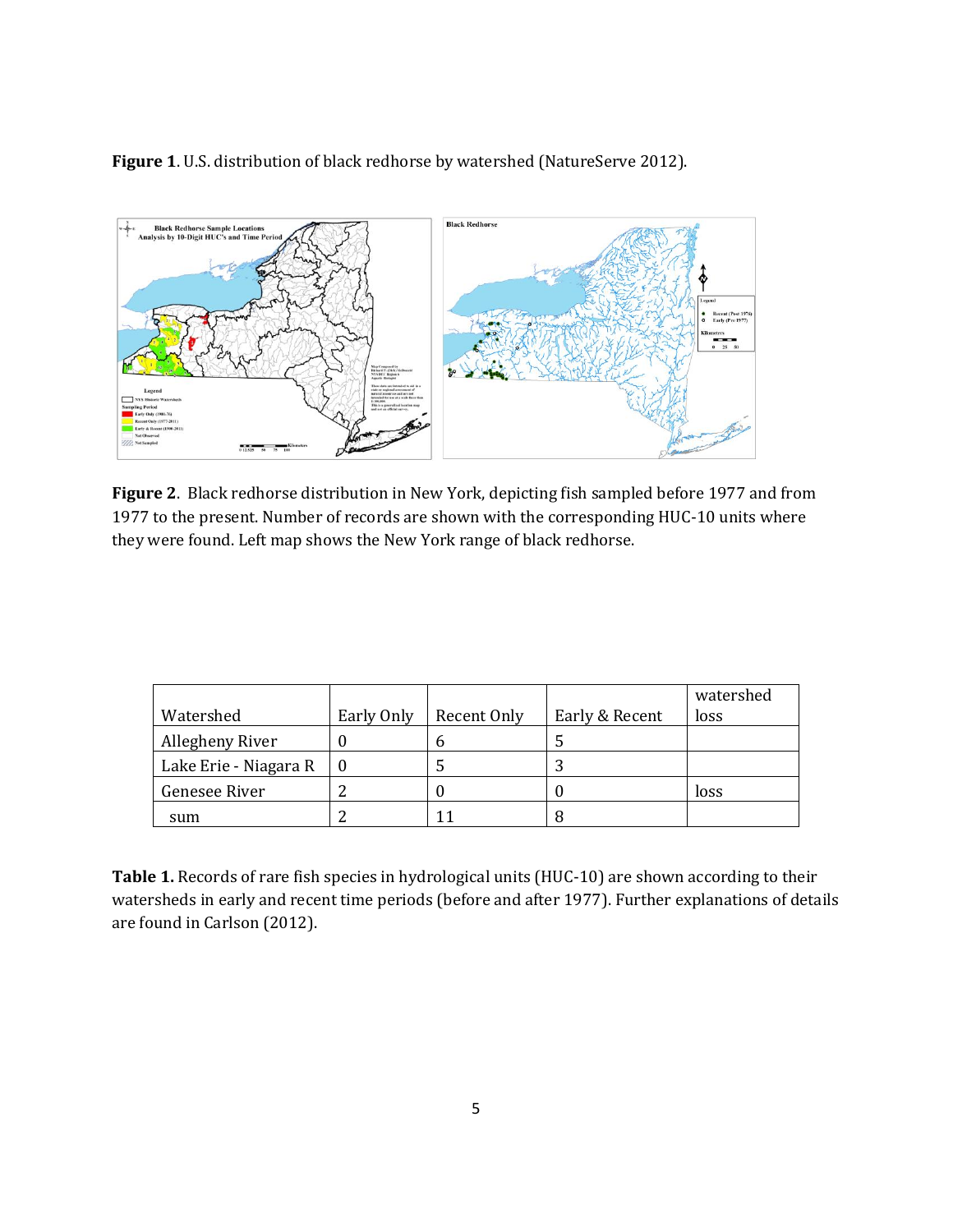**Figure 1**. U.S. distribution of black redhorse by watershed (NatureServe 2012).

**Figure 2**. Black redhorse distribution in New York, depicting fish sampled before 1977 and from 1977 to the present. Number of records are shown with the corresponding HUC-10 units where they were found. Left map shows the New York range of black redhorse.

| Watershed | Early Only | Recent Only | Early & Recent | watershed loss |
|---|---|---|---|---|
| Allegheny River | 0 | 6 | 5 | |
| Lake Erie - Niagara R | 0 | 5 | 3 | |
| Genesee River | 2 | 0 | 0 | loss |
| sum | 2 | 11 | 8 | |

**Table 1.** Records of rare fish species in hydrological units (HUC-10) are shown according to their watersheds in early and recent time periods (before and after 1977). Further explanations of details are found in Carlson (2012).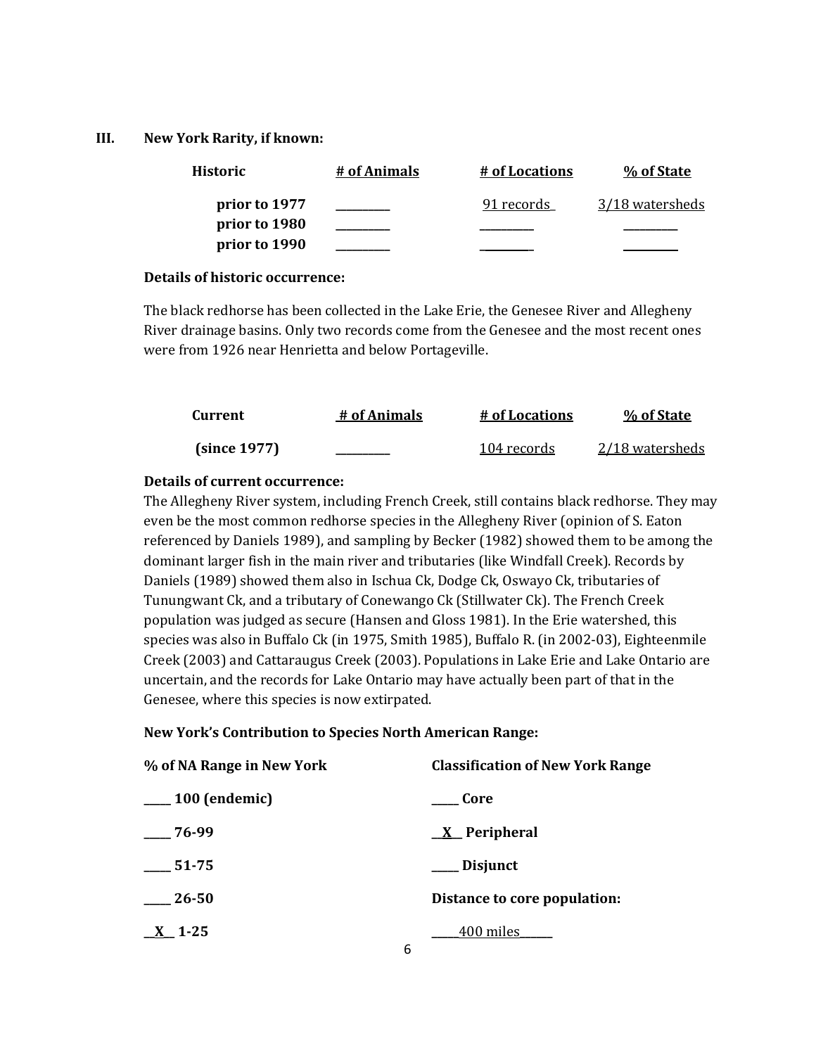## III. New York Rarity, if known:

| Historic | # of Animals | # of Locations | % of State |
|---|---|---|---|
| prior to 1977 | _________ | 91 records | 3/18 watersheds |
| prior to 1980 | _________ | _________ | _________ |
| prior to 1990 | _________ | _________ | _________ |

**Details of historic occurrence:**

The black redhorse has been collected in the Lake Erie, the Genesee River and Allegheny River drainage basins. Only two records come from the Genesee and the most recent ones were from 1926 near Henrietta and below Portageville.

| Current | # of Animals | # of Locations | % of State |
|---|---|---|---|
| (since 1977) | _________ | 104 records | 2/18 watersheds |

**Details of current occurrence:**

The Allegheny River system, including French Creek, still contains black redhorse. They may even be the most common redhorse species in the Allegheny River (opinion of S. Eaton referenced by Daniels 1989), and sampling by Becker (1982) showed them to be among the dominant larger fish in the main river and tributaries (like Windfall Creek). Records by Daniels (1989) showed them also in Ischua Ck, Dodge Ck, Oswayo Ck, tributaries of Tunungwant Ck, and a tributary of Conewango Ck (Stillwater Ck). The French Creek population was judged as secure (Hansen and Gloss 1981). In the Erie watershed, this species was also in Buffalo Ck (in 1975, Smith 1985), Buffalo R. (in 2002-03), Eighteenmile Creek (2003) and Cattaraugus Creek (2003). Populations in Lake Erie and Lake Ontario are uncertain, and the records for Lake Ontario may have actually been part of that in the Genesee, where this species is now extirpated.

**New York's Contribution to Species North American Range:**

| % of NA Range in New York | Classification of New York Range |
|---|---|
| _____ 100 (endemic) | _____ Core |
| _____ 76-99 | __X__ Peripheral |
| _____ 51-75 | _____ Disjunct |
| _____ 26-50 | **Distance to core population:** |
| __X__ 1-25 | _____400 miles_____ |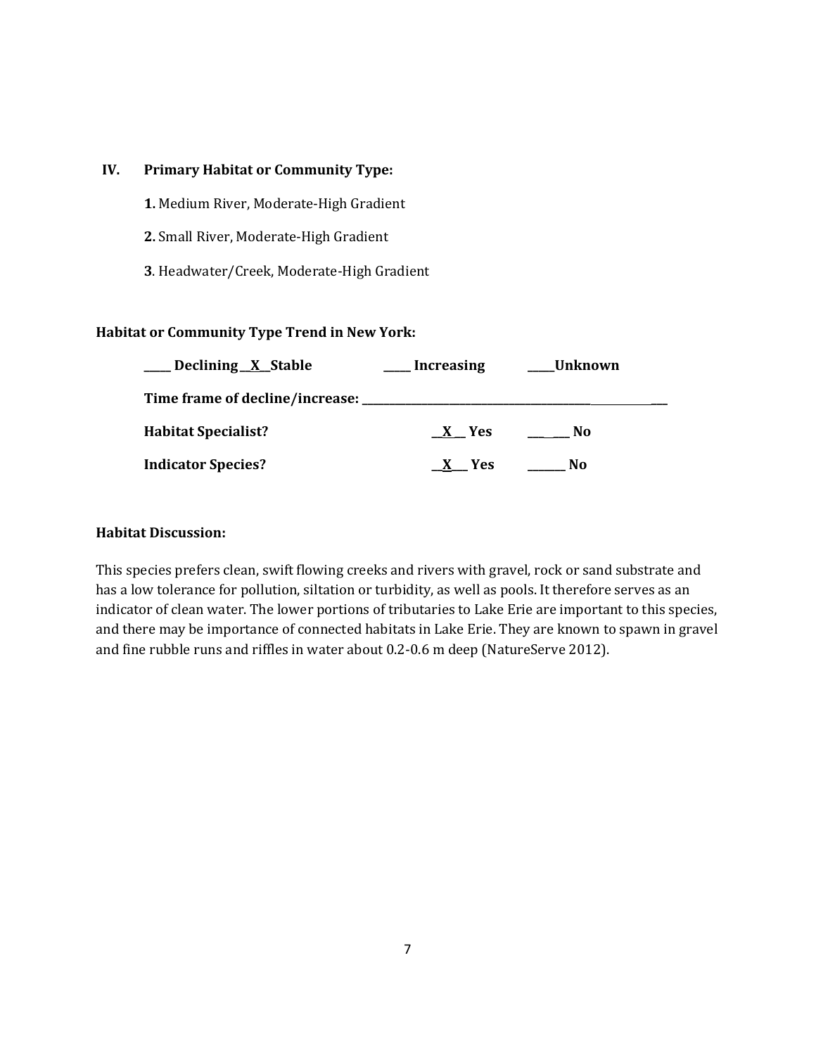## IV. Primary Habitat or Community Type:

**1.** Medium River, Moderate-High Gradient

**2.** Small River, Moderate-High Gradient

**3**. Headwater/Creek, Moderate-High Gradient

**Habitat or Community Type Trend in New York:**

**\_\_\_\_ Declining \_\_X\_\_Stable \_\_\_\_ Increasing \_\_\_\_Unknown**

**Time frame of decline/increase: \_\_\_\_\_\_\_\_\_\_\_\_\_\_\_\_\_\_\_\_\_\_\_\_\_\_\_\_\_\_\_\_\_\_\_\_\_\_\_\_\_\_\_\_\_**

**Habitat Specialist? \_\_X\_\_ Yes \_\_\_\_\_\_ No**

**Indicator Species? \_\_X\_\_\_ Yes \_\_\_\_\_\_ No**

**Habitat Discussion:**

This species prefers clean, swift flowing creeks and rivers with gravel, rock or sand substrate and has a low tolerance for pollution, siltation or turbidity, as well as pools. It therefore serves as an indicator of clean water. The lower portions of tributaries to Lake Erie are important to this species, and there may be importance of connected habitats in Lake Erie. They are known to spawn in gravel and fine rubble runs and riffles in water about 0.2-0.6 m deep (NatureServe 2012).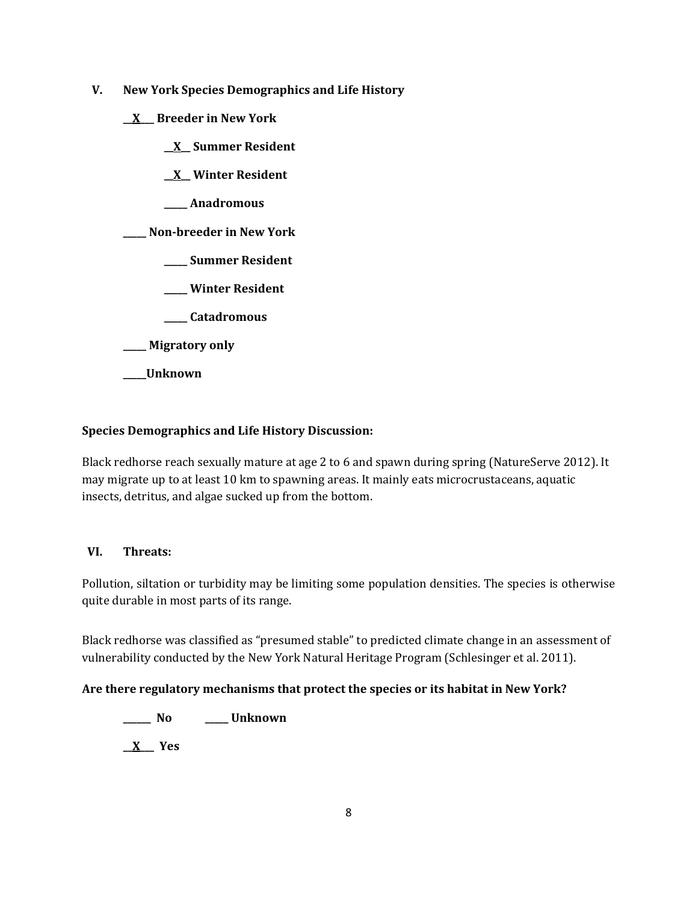## V. New York Species Demographics and Life History

**__X__ Breeder in New York**

**__X__ Summer Resident**

**__X__ Winter Resident**

**_____ Anadromous**

**_____ Non-breeder in New York**

**_____ Summer Resident**

**_____ Winter Resident**

**_____ Catadromous**

**_____ Migratory only**

**_____Unknown**

**Species Demographics and Life History Discussion:**

Black redhorse reach sexually mature at age 2 to 6 and spawn during spring (NatureServe 2012). It may migrate up to at least 10 km to spawning areas. It mainly eats microcrustaceans, aquatic insects, detritus, and algae sucked up from the bottom.

## VI. Threats:

Pollution, siltation or turbidity may be limiting some population densities. The species is otherwise quite durable in most parts of its range.

Black redhorse was classified as "presumed stable" to predicted climate change in an assessment of vulnerability conducted by the New York Natural Heritage Program (Schlesinger et al. 2011).

**Are there regulatory mechanisms that protect the species or its habitat in New York?**

**______ No ______ Unknown**

**__X__ Yes**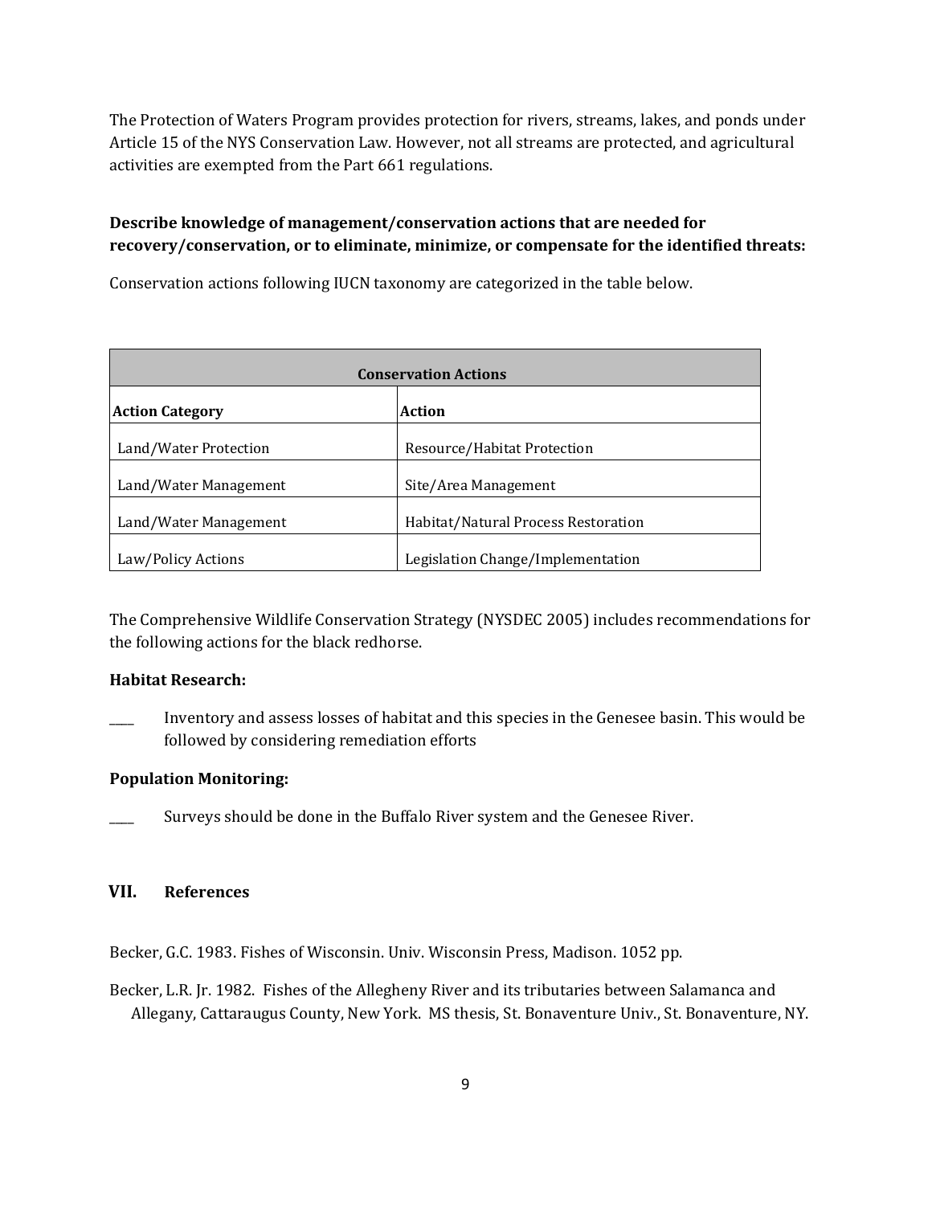The Protection of Waters Program provides protection for rivers, streams, lakes, and ponds under Article 15 of the NYS Conservation Law. However, not all streams are protected, and agricultural activities are exempted from the Part 661 regulations.

**Describe knowledge of management/conservation actions that are needed for recovery/conservation, or to eliminate, minimize, or compensate for the identified threats:**

Conservation actions following IUCN taxonomy are categorized in the table below.

| Conservation Actions | |
|---|---|
| **Action Category** | **Action** |
| Land/Water Protection | Resource/Habitat Protection |
| Land/Water Management | Site/Area Management |
| Land/Water Management | Habitat/Natural Process Restoration |
| Law/Policy Actions | Legislation Change/Implementation |

The Comprehensive Wildlife Conservation Strategy (NYSDEC 2005) includes recommendations for the following actions for the black redhorse.

**Habitat Research:**

____ Inventory and assess losses of habitat and this species in the Genesee basin. This would be followed by considering remediation efforts

**Population Monitoring:**

____ Surveys should be done in the Buffalo River system and the Genesee River.

## VII. References

Becker, G.C. 1983. Fishes of Wisconsin. Univ. Wisconsin Press, Madison. 1052 pp.

Becker, L.R. Jr. 1982. Fishes of the Allegheny River and its tributaries between Salamanca and Allegany, Cattaraugus County, New York. MS thesis, St. Bonaventure Univ., St. Bonaventure, NY.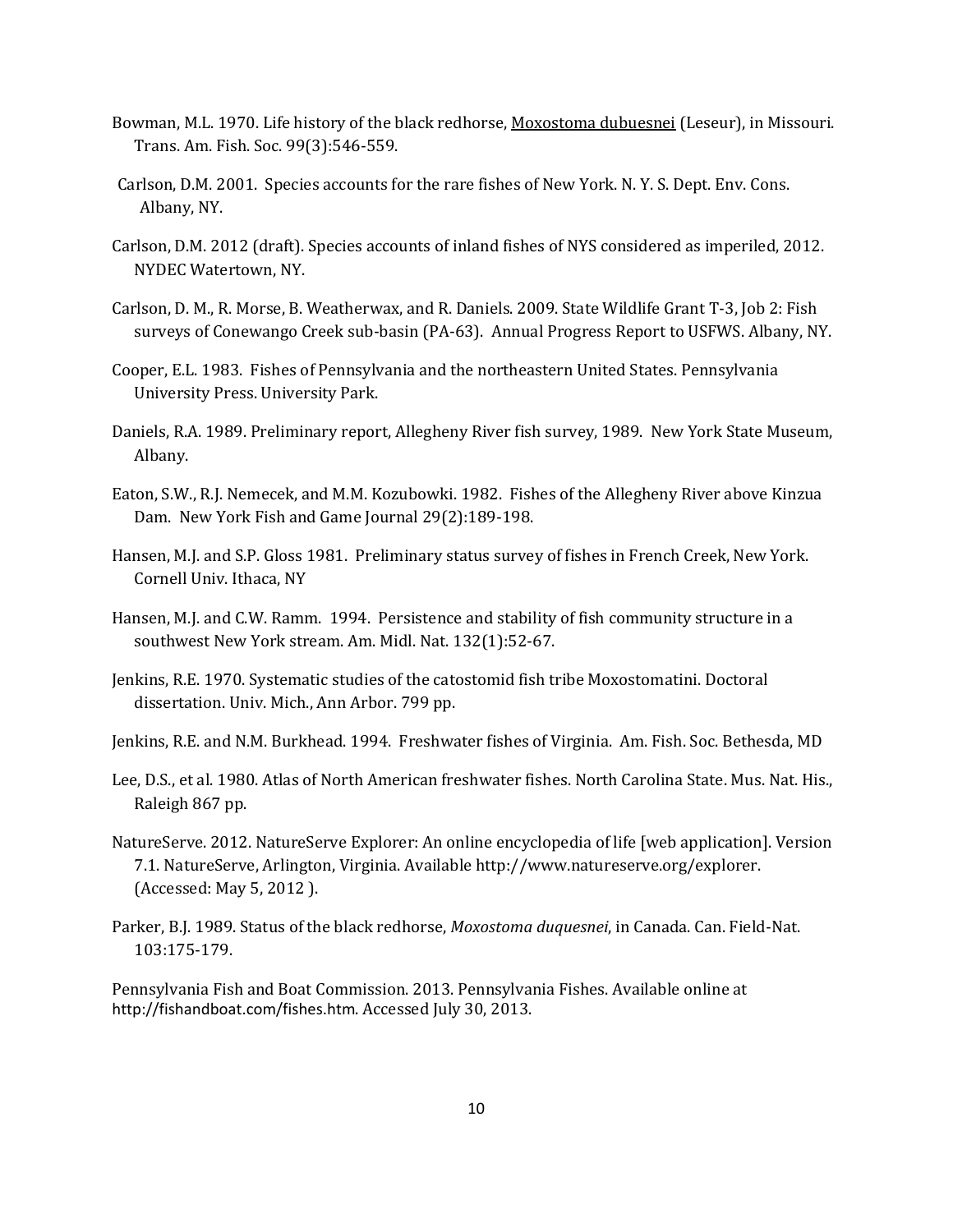Bowman, M.L. 1970. Life history of the black redhorse, Moxostoma dubuesnei (Leseur), in Missouri. Trans. Am. Fish. Soc. 99(3):546-559.

Carlson, D.M. 2001. Species accounts for the rare fishes of New York. N. Y. S. Dept. Env. Cons. Albany, NY.

Carlson, D.M. 2012 (draft). Species accounts of inland fishes of NYS considered as imperiled, 2012. NYDEC Watertown, NY.

Carlson, D. M., R. Morse, B. Weatherwax, and R. Daniels. 2009. State Wildlife Grant T-3, Job 2: Fish surveys of Conewango Creek sub-basin (PA-63). Annual Progress Report to USFWS. Albany, NY.

Cooper, E.L. 1983. Fishes of Pennsylvania and the northeastern United States. Pennsylvania University Press. University Park.

Daniels, R.A. 1989. Preliminary report, Allegheny River fish survey, 1989. New York State Museum, Albany.

Eaton, S.W., R.J. Nemecek, and M.M. Kozubowki. 1982. Fishes of the Allegheny River above Kinzua Dam. New York Fish and Game Journal 29(2):189-198.

Hansen, M.J. and S.P. Gloss 1981. Preliminary status survey of fishes in French Creek, New York. Cornell Univ. Ithaca, NY

Hansen, M.J. and C.W. Ramm. 1994. Persistence and stability of fish community structure in a southwest New York stream. Am. Midl. Nat. 132(1):52-67.

Jenkins, R.E. 1970. Systematic studies of the catostomid fish tribe Moxostomatini. Doctoral dissertation. Univ. Mich., Ann Arbor. 799 pp.

Jenkins, R.E. and N.M. Burkhead. 1994. Freshwater fishes of Virginia. Am. Fish. Soc. Bethesda, MD

Lee, D.S., et al. 1980. Atlas of North American freshwater fishes. North Carolina State. Mus. Nat. His., Raleigh 867 pp.

NatureServe. 2012. NatureServe Explorer: An online encyclopedia of life [web application]. Version 7.1. NatureServe, Arlington, Virginia. Available http://www.natureserve.org/explorer. (Accessed: May 5, 2012 ).

Parker, B.J. 1989. Status of the black redhorse, *Moxostoma duquesnei*, in Canada. Can. Field-Nat. 103:175-179.

Pennsylvania Fish and Boat Commission. 2013. Pennsylvania Fishes. Available online at http://fishandboat.com/fishes.htm. Accessed July 30, 2013.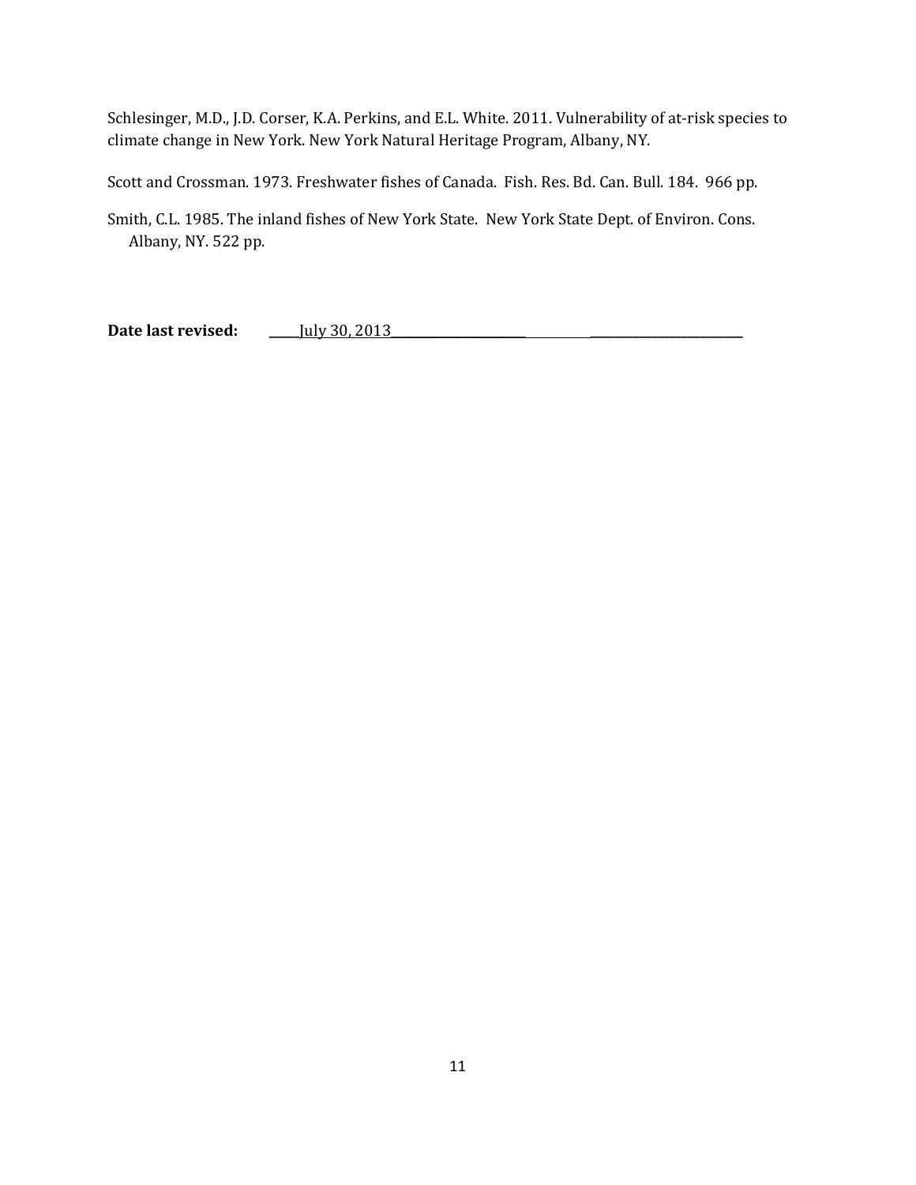Schlesinger, M.D., J.D. Corser, K.A. Perkins, and E.L. White. 2011. Vulnerability of at-risk species to climate change in New York. New York Natural Heritage Program, Albany, NY.

Scott and Crossman. 1973. Freshwater fishes of Canada. Fish. Res. Bd. Can. Bull. 184. 966 pp.

Smith, C.L. 1985. The inland fishes of New York State. New York State Dept. of Environ. Cons. Albany, NY. 522 pp.

**Date last revised:** July 30, 2013